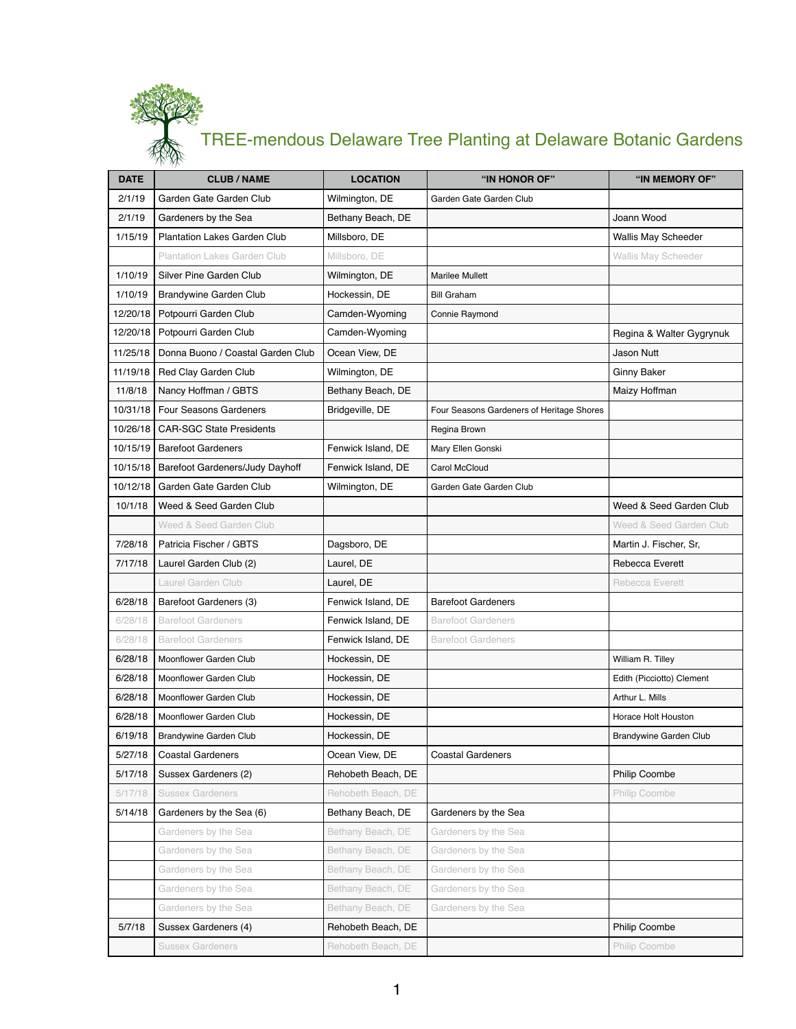# TREE-mendous Delaware Tree Planting at Delaware Botanic Gardens

| DATE | CLUB / NAME | LOCATION | "IN HONOR OF" | "IN MEMORY OF" |
|---|---|---|---|---|
| 2/1/19 | Garden Gate Garden Club | Wilmington, DE | Garden Gate Garden Club | |
| 2/1/19 | Gardeners by the Sea | Bethany Beach, DE | | Joann Wood |
| 1/15/19 | Plantation Lakes Garden Club | Millsboro, DE | | Wallis May Scheeder |
| | Plantation Lakes Garden Club | Millsboro, DE | | Wallis May Scheeder |
| 1/10/19 | Silver Pine Garden Club | Wilmington, DE | Marilee Mullett | |
| 1/10/19 | Brandywine Garden Club | Hockessin, DE | Bill Graham | |
| 12/20/18 | Potpourri Garden Club | Camden-Wyoming | Connie Raymond | |
| 12/20/18 | Potpourri Garden Club | Camden-Wyoming | | Regina & Walter Gygrynuk |
| 11/25/18 | Donna Buono / Coastal Garden Club | Ocean View, DE | | Jason Nutt |
| 11/19/18 | Red Clay Garden Club | Wilmington, DE | | Ginny Baker |
| 11/8/18 | Nancy Hoffman / GBTS | Bethany Beach, DE | | Maizy Hoffman |
| 10/31/18 | Four Seasons Gardeners | Bridgeville, DE | Four Seasons Gardeners of Heritage Shores | |
| 10/26/18 | CAR-SGC State Presidents | | Regina Brown | |
| 10/15/19 | Barefoot Gardeners | Fenwick Island, DE | Mary Ellen Gonski | |
| 10/15/18 | Barefoot Gardeners/Judy Dayhoff | Fenwick Island, DE | Carol McCloud | |
| 10/12/18 | Garden Gate Garden Club | Wilmington, DE | Garden Gate Garden Club | |
| 10/1/18 | Weed & Seed Garden Club | | | Weed & Seed Garden Club |
| | Weed & Seed Garden Club | | | Weed & Seed Garden Club |
| 7/28/18 | Patricia Fischer / GBTS | Dagsboro, DE | | Martin J. Fischer, Sr, |
| 7/17/18 | Laurel Garden Club (2) | Laurel, DE | | Rebecca Everett |
| | Laurel Garden Club | Laurel, DE | | Rebecca Everett |
| 6/28/18 | Barefoot Gardeners (3) | Fenwick Island, DE | Barefoot Gardeners | |
| 6/28/18 | Barefoot Gardeners | Fenwick Island, DE | Barefoot Gardeners | |
| 6/28/18 | Barefoot Gardeners | Fenwick Island, DE | Barefoot Gardeners | |
| 6/28/18 | Moonflower Garden Club | Hockessin, DE | | William R. Tilley |
| 6/28/18 | Moonflower Garden Club | Hockessin, DE | | Edith (Picciotto) Clement |
| 6/28/18 | Moonflower Garden Club | Hockessin, DE | | Arthur L. Mills |
| 6/28/18 | Moonflower Garden Club | Hockessin, DE | | Horace Holt Houston |
| 6/19/18 | Brandywine Garden Club | Hockessin, DE | | Brandywine Garden Club |
| 5/27/18 | Coastal Gardeners | Ocean View, DE | Coastal Gardeners | |
| 5/17/18 | Sussex Gardeners (2) | Rehobeth Beach, DE | | Philip Coombe |
| 5/17/18 | Sussex Gardeners | Rehobeth Beach, DE | | Philip Coombe |
| 5/14/18 | Gardeners by the Sea (6) | Bethany Beach, DE | Gardeners by the Sea | |
| | Gardeners by the Sea | Bethany Beach, DE | Gardeners by the Sea | |
| | Gardeners by the Sea | Bethany Beach, DE | Gardeners by the Sea | |
| | Gardeners by the Sea | Bethany Beach, DE | Gardeners by the Sea | |
| | Gardeners by the Sea | Bethany Beach, DE | Gardeners by the Sea | |
| | Gardeners by the Sea | Bethany Beach, DE | Gardeners by the Sea | |
| 5/7/18 | Sussex Gardeners (4) | Rehobeth Beach, DE | | Philip Coombe |
| | Sussex Gardeners | Rehobeth Beach, DE | | Philip Coombe |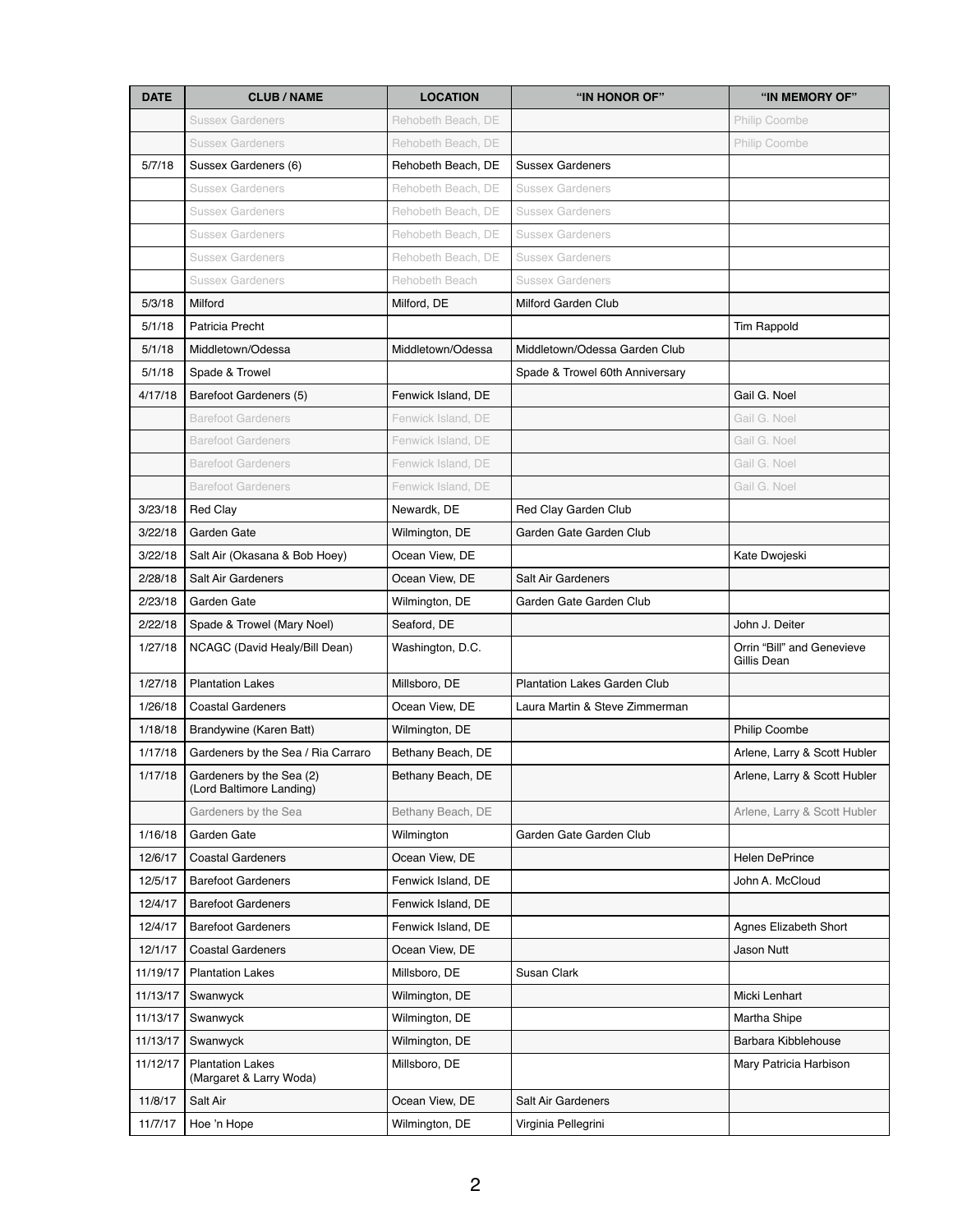| DATE | CLUB / NAME | LOCATION | "IN HONOR OF" | "IN MEMORY OF" |
|---|---|---|---|---|
| | Sussex Gardeners | Rehobeth Beach, DE | | Philip Coombe |
| | Sussex Gardeners | Rehobeth Beach, DE | | Philip Coombe |
| 5/7/18 | Sussex Gardeners (6) | Rehobeth Beach, DE | Sussex Gardeners | |
| | Sussex Gardeners | Rehobeth Beach, DE | Sussex Gardeners | |
| | Sussex Gardeners | Rehobeth Beach, DE | Sussex Gardeners | |
| | Sussex Gardeners | Rehobeth Beach, DE | Sussex Gardeners | |
| | Sussex Gardeners | Rehobeth Beach, DE | Sussex Gardeners | |
| | Sussex Gardeners | Rehobeth Beach | Sussex Gardeners | |
| 5/3/18 | Milford | Milford, DE | Milford Garden Club | |
| 5/1/18 | Patricia Precht | | | Tim Rappold |
| 5/1/18 | Middletown/Odessa | Middletown/Odessa | Middletown/Odessa Garden Club | |
| 5/1/18 | Spade & Trowel | | Spade & Trowel 60th Anniversary | |
| 4/17/18 | Barefoot Gardeners (5) | Fenwick Island, DE | | Gail G. Noel |
| | Barefoot Gardeners | Fenwick Island, DE | | Gail G. Noel |
| | Barefoot Gardeners | Fenwick Island, DE | | Gail G. Noel |
| | Barefoot Gardeners | Fenwick Island, DE | | Gail G. Noel |
| | Barefoot Gardeners | Fenwick Island, DE | | Gail G. Noel |
| 3/23/18 | Red Clay | Newardk, DE | Red Clay Garden Club | |
| 3/22/18 | Garden Gate | Wilmington, DE | Garden Gate Garden Club | |
| 3/22/18 | Salt Air (Okasana & Bob Hoey) | Ocean View, DE | | Kate Dwojeski |
| 2/28/18 | Salt Air Gardeners | Ocean View, DE | Salt Air Gardeners | |
| 2/23/18 | Garden Gate | Wilmington, DE | Garden Gate Garden Club | |
| 2/22/18 | Spade & Trowel (Mary Noel) | Seaford, DE | | John J. Deiter |
| 1/27/18 | NCAGC (David Healy/Bill Dean) | Washington, D.C. | | Orrin "Bill" and Genevieve Gillis Dean |
| 1/27/18 | Plantation Lakes | Millsboro, DE | Plantation Lakes Garden Club | |
| 1/26/18 | Coastal Gardeners | Ocean View, DE | Laura Martin & Steve Zimmerman | |
| 1/18/18 | Brandywine (Karen Batt) | Wilmington, DE | | Philip Coombe |
| 1/17/18 | Gardeners by the Sea / Ria Carraro | Bethany Beach, DE | | Arlene, Larry & Scott Hubler |
| 1/17/18 | Gardeners by the Sea (2) (Lord Baltimore Landing) | Bethany Beach, DE | | Arlene, Larry & Scott Hubler |
| | Gardeners by the Sea | Bethany Beach, DE | | Arlene, Larry & Scott Hubler |
| 1/16/18 | Garden Gate | Wilmington | Garden Gate Garden Club | |
| 12/6/17 | Coastal Gardeners | Ocean View, DE | | Helen DePrince |
| 12/5/17 | Barefoot Gardeners | Fenwick Island, DE | | John A. McCloud |
| 12/4/17 | Barefoot Gardeners | Fenwick Island, DE | | |
| 12/4/17 | Barefoot Gardeners | Fenwick Island, DE | | Agnes Elizabeth Short |
| 12/1/17 | Coastal Gardeners | Ocean View, DE | | Jason Nutt |
| 11/19/17 | Plantation Lakes | Millsboro, DE | Susan Clark | |
| 11/13/17 | Swanwyck | Wilmington, DE | | Micki Lenhart |
| 11/13/17 | Swanwyck | Wilmington, DE | | Martha Shipe |
| 11/13/17 | Swanwyck | Wilmington, DE | | Barbara Kibblehouse |
| 11/12/17 | Plantation Lakes (Margaret & Larry Woda) | Millsboro, DE | | Mary Patricia Harbison |
| 11/8/17 | Salt Air | Ocean View, DE | Salt Air Gardeners | |
| 11/7/17 | Hoe 'n Hope | Wilmington, DE | Virginia Pellegrini | |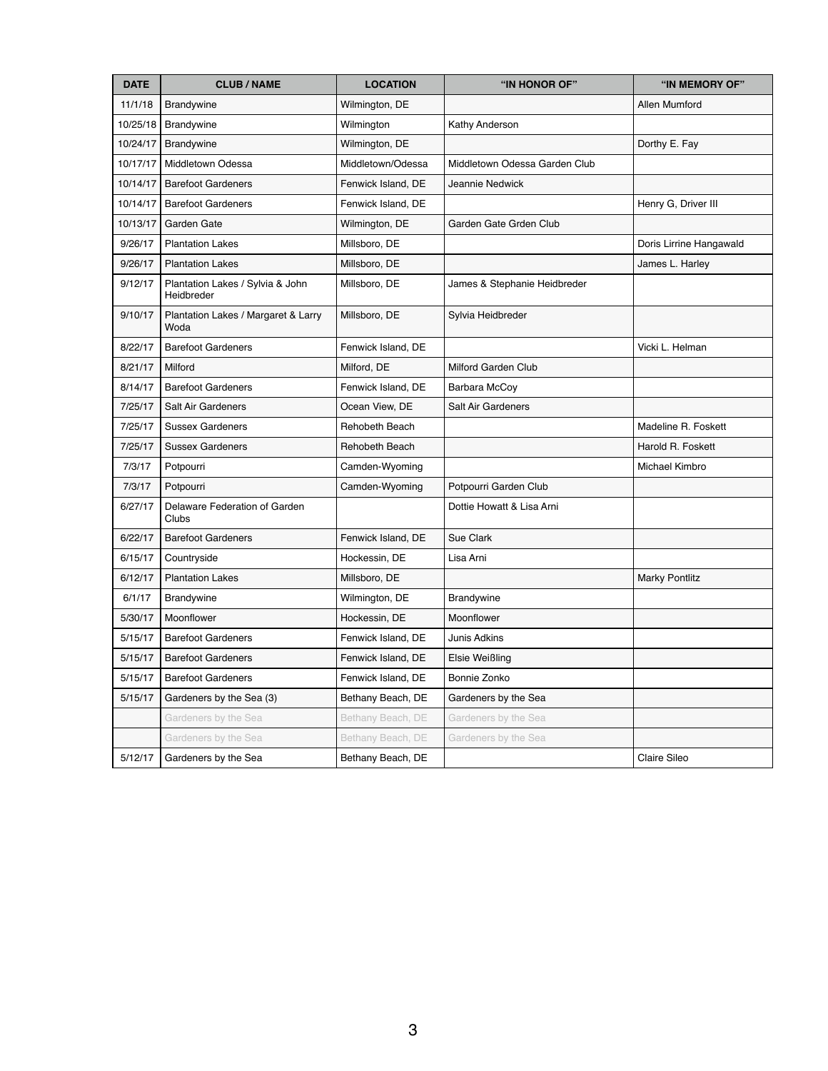| DATE | CLUB / NAME | LOCATION | "IN HONOR OF" | "IN MEMORY OF" |
|---|---|---|---|---|
| 11/1/18 | Brandywine | Wilmington, DE | | Allen Mumford |
| 10/25/18 | Brandywine | Wilmington | Kathy Anderson | |
| 10/24/17 | Brandywine | Wilmington, DE | | Dorthy E. Fay |
| 10/17/17 | Middletown Odessa | Middletown/Odessa | Middletown Odessa Garden Club | |
| 10/14/17 | Barefoot Gardeners | Fenwick Island, DE | Jeannie Nedwick | |
| 10/14/17 | Barefoot Gardeners | Fenwick Island, DE | | Henry G, Driver III |
| 10/13/17 | Garden Gate | Wilmington, DE | Garden Gate Grden Club | |
| 9/26/17 | Plantation Lakes | Millsboro, DE | | Doris Lirrine Hangawald |
| 9/26/17 | Plantation Lakes | Millsboro, DE | | James L. Harley |
| 9/12/17 | Plantation Lakes / Sylvia & John Heidbreder | Millsboro, DE | James & Stephanie Heidbreder | |
| 9/10/17 | Plantation Lakes / Margaret & Larry Woda | Millsboro, DE | Sylvia Heidbreder | |
| 8/22/17 | Barefoot Gardeners | Fenwick Island, DE | | Vicki L. Helman |
| 8/21/17 | Milford | Milford, DE | Milford Garden Club | |
| 8/14/17 | Barefoot Gardeners | Fenwick Island, DE | Barbara McCoy | |
| 7/25/17 | Salt Air Gardeners | Ocean View, DE | Salt Air Gardeners | |
| 7/25/17 | Sussex Gardeners | Rehobeth Beach | | Madeline R. Foskett |
| 7/25/17 | Sussex Gardeners | Rehobeth Beach | | Harold R. Foskett |
| 7/3/17 | Potpourri | Camden-Wyoming | | Michael Kimbro |
| 7/3/17 | Potpourri | Camden-Wyoming | Potpourri Garden Club | |
| 6/27/17 | Delaware Federation of Garden Clubs | | Dottie Howatt & Lisa Arni | |
| 6/22/17 | Barefoot Gardeners | Fenwick Island, DE | Sue Clark | |
| 6/15/17 | Countryside | Hockessin, DE | Lisa Arni | |
| 6/12/17 | Plantation Lakes | Millsboro, DE | | Marky Pontlitz |
| 6/1/17 | Brandywine | Wilmington, DE | Brandywine | |
| 5/30/17 | Moonflower | Hockessin, DE | Moonflower | |
| 5/15/17 | Barefoot Gardeners | Fenwick Island, DE | Junis Adkins | |
| 5/15/17 | Barefoot Gardeners | Fenwick Island, DE | Elsie Weißling | |
| 5/15/17 | Barefoot Gardeners | Fenwick Island, DE | Bonnie Zonko | |
| 5/15/17 | Gardeners by the Sea (3) | Bethany Beach, DE | Gardeners by the Sea | |
| | Gardeners by the Sea | Bethany Beach, DE | Gardeners by the Sea | |
| | Gardeners by the Sea | Bethany Beach, DE | Gardeners by the Sea | |
| 5/12/17 | Gardeners by the Sea | Bethany Beach, DE | | Claire Sileo |